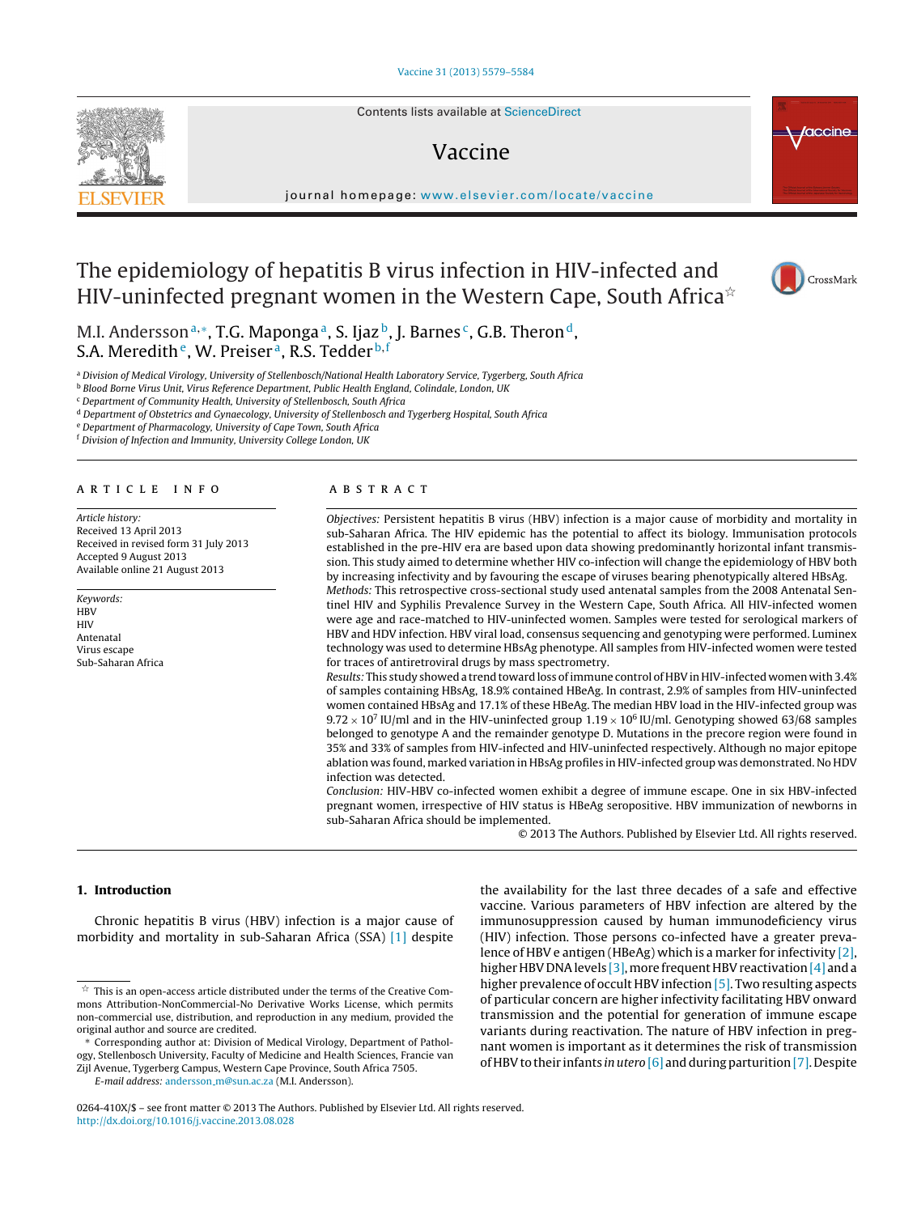# The epidemiology of hepatitis B virus infection in HIV-infected and HIV-uninfected pregnant women in the Western Cape, South Africa☆

M.I. Andersson[a,*], T.G. Maponga[a], S. Ijaz[b], J. Barnes[c], G.B. Theron[d], S.A. Meredith[e], W. Preiser[a], R.S. Tedder[b,f]

[a] Division of Medical Virology, University of Stellenbosch/National Health Laboratory Service, Tygerberg, South Africa
[b] Blood Borne Virus Unit, Virus Reference Department, Public Health England, Colindale, London, UK
[c] Department of Community Health, University of Stellenbosch, South Africa
[d] Department of Obstetrics and Gynaecology, University of Stellenbosch and Tygerberg Hospital, South Africa
[e] Department of Pharmacology, University of Cape Town, South Africa
[f] Division of Infection and Immunity, University College London, UK

## ARTICLE INFO

*Article history:*
Received 13 April 2013
Received in revised form 31 July 2013
Accepted 9 August 2013
Available online 21 August 2013

*Keywords:*
HBV
HIV
Antenatal
Virus escape
Sub-Saharan Africa

## ABSTRACT

*Objectives:* Persistent hepatitis B virus (HBV) infection is a major cause of morbidity and mortality in sub-Saharan Africa. The HIV epidemic has the potential to affect its biology. Immunisation protocols established in the pre-HIV era are based upon data showing predominantly horizontal infant transmission. This study aimed to determine whether HIV co-infection will change the epidemiology of HBV both by increasing infectivity and by favouring the escape of viruses bearing phenotypically altered HBsAg.

*Methods:* This retrospective cross-sectional study used antenatal samples from the 2008 Antenatal Sentinel HIV and Syphilis Prevalence Survey in the Western Cape, South Africa. All HIV-infected women were age and race-matched to HIV-uninfected women. Samples were tested for serological markers of HBV and HDV infection. HBV viral load, consensus sequencing and genotyping were performed. Luminex technology was used to determine HBsAg phenotype. All samples from HIV-infected women were tested for traces of antiretroviral drugs by mass spectrometry.

*Results:* This study showed a trend toward loss of immune control of HBV in HIV-infected women with 3.4% of samples containing HBsAg, 18.9% contained HBeAg. In contrast, 2.9% of samples from HIV-uninfected women contained HBsAg and 17.1% of these HBeAg. The median HBV load in the HIV-infected group was $9.72 \times 10^7$ IU/ml and in the HIV-uninfected group $1.19 \times 10^6$ IU/ml. Genotyping showed 63/68 samples belonged to genotype A and the remainder genotype D. Mutations in the precore region were found in 35% and 33% of samples from HIV-infected and HIV-uninfected respectively. Although no major epitope ablation was found, marked variation in HBsAg profiles in HIV-infected group was demonstrated. No HDV infection was detected.

*Conclusion:* HIV-HBV co-infected women exhibit a degree of immune escape. One in six HBV-infected pregnant women, irrespective of HIV status is HBeAg seropositive. HBV immunization of newborns in sub-Saharan Africa should be implemented.

© 2013 The Authors. Published by Elsevier Ltd. All rights reserved.

## 1. Introduction

Chronic hepatitis B virus (HBV) infection is a major cause of morbidity and mortality in sub-Saharan Africa (SSA) [1] despite the availability for the last three decades of a safe and effective vaccine. Various parameters of HBV infection are altered by the immunosuppression caused by human immunodeficiency virus (HIV) infection. Those persons co-infected have a greater prevalence of HBV e antigen (HBeAg) which is a marker for infectivity [2], higher HBV DNA levels [3], more frequent HBV reactivation [4] and a higher prevalence of occult HBV infection [5]. Two resulting aspects of particular concern are higher infectivity facilitating HBV onward transmission and the potential for generation of immune escape variants during reactivation. The nature of HBV infection in pregnant women is important as it determines the risk of transmission of HBV to their infants *in utero* [6] and during parturition [7]. Despite

☆ This is an open-access article distributed under the terms of the Creative Commons Attribution-NonCommercial-No Derivative Works License, which permits non-commercial use, distribution, and reproduction in any medium, provided the original author and source are credited.

\* Corresponding author at: Division of Medical Virology, Department of Pathology, Stellenbosch University, Faculty of Medicine and Health Sciences, Francie van Zijl Avenue, Tygerberg Campus, Western Cape Province, South Africa 7505.
*E-mail address:* andersson_m@sun.ac.za (M.I. Andersson).

0264-410X/$ – see front matter © 2013 The Authors. Published by Elsevier Ltd. All rights reserved.
http://dx.doi.org/10.1016/j.vaccine.2013.08.028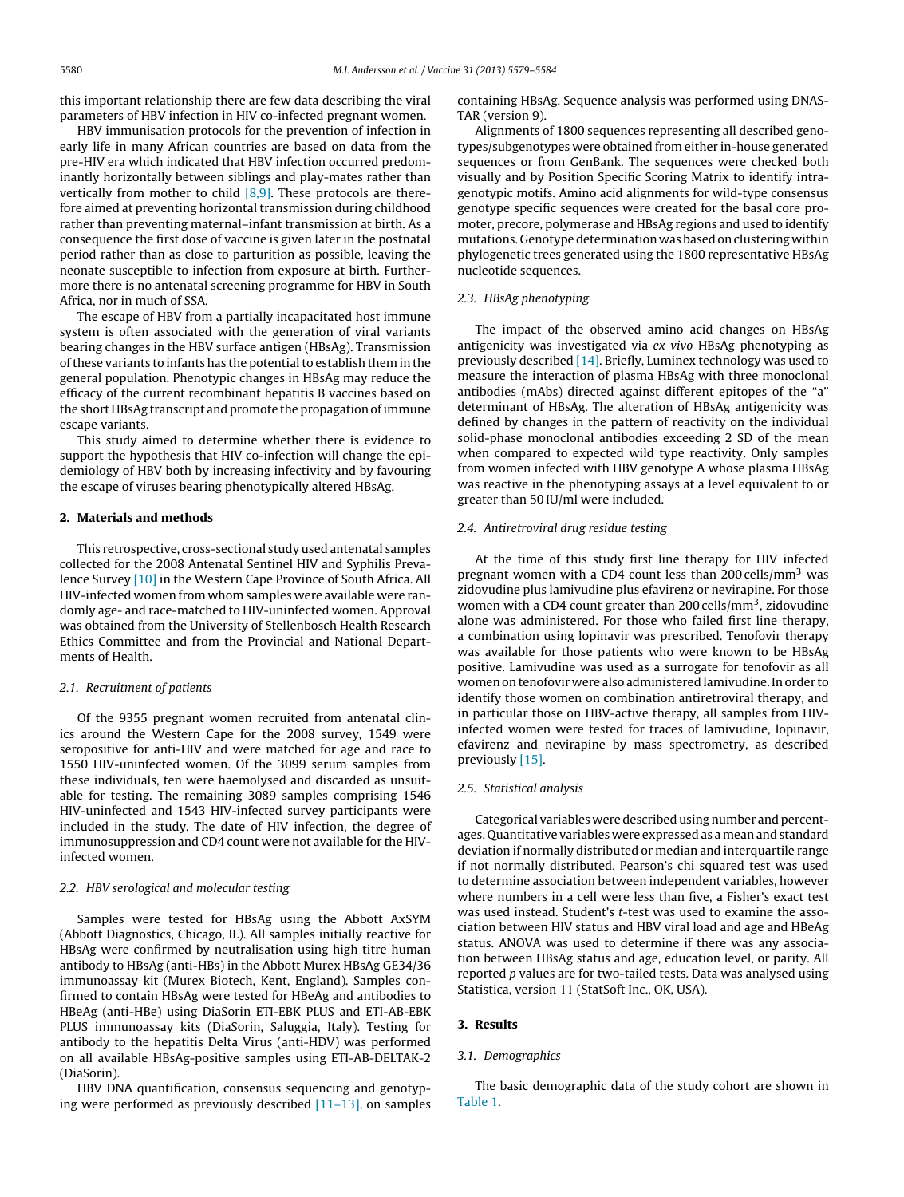this important relationship there are few data describing the viral parameters of HBV infection in HIV co-infected pregnant women.

HBV immunisation protocols for the prevention of infection in early life in many African countries are based on data from the pre-HIV era which indicated that HBV infection occurred predominantly horizontally between siblings and play-mates rather than vertically from mother to child [8,9]. These protocols are therefore aimed at preventing horizontal transmission during childhood rather than preventing maternal–infant transmission at birth. As a consequence the first dose of vaccine is given later in the postnatal period rather than as close to parturition as possible, leaving the neonate susceptible to infection from exposure at birth. Furthermore there is no antenatal screening programme for HBV in South Africa, nor in much of SSA.

The escape of HBV from a partially incapacitated host immune system is often associated with the generation of viral variants bearing changes in the HBV surface antigen (HBsAg). Transmission of these variants to infants has the potential to establish them in the general population. Phenotypic changes in HBsAg may reduce the efficacy of the current recombinant hepatitis B vaccines based on the short HBsAg transcript and promote the propagation of immune escape variants.

This study aimed to determine whether there is evidence to support the hypothesis that HIV co-infection will change the epidemiology of HBV both by increasing infectivity and by favouring the escape of viruses bearing phenotypically altered HBsAg.

## 2. Materials and methods

This retrospective, cross-sectional study used antenatal samples collected for the 2008 Antenatal Sentinel HIV and Syphilis Prevalence Survey [10] in the Western Cape Province of South Africa. All HIV-infected women from whom samples were available were randomly age- and race-matched to HIV-uninfected women. Approval was obtained from the University of Stellenbosch Health Research Ethics Committee and from the Provincial and National Departments of Health.

### 2.1. Recruitment of patients

Of the 9355 pregnant women recruited from antenatal clinics around the Western Cape for the 2008 survey, 1549 were seropositive for anti-HIV and were matched for age and race to 1550 HIV-uninfected women. Of the 3099 serum samples from these individuals, ten were haemolysed and discarded as unsuitable for testing. The remaining 3089 samples comprising 1546 HIV-uninfected and 1543 HIV-infected survey participants were included in the study. The date of HIV infection, the degree of immunosuppression and CD4 count were not available for the HIV-infected women.

### 2.2. HBV serological and molecular testing

Samples were tested for HBsAg using the Abbott AxSYM (Abbott Diagnostics, Chicago, IL). All samples initially reactive for HBsAg were confirmed by neutralisation using high titre human antibody to HBsAg (anti-HBs) in the Abbott Murex HBsAg GE34/36 immunoassay kit (Murex Biotech, Kent, England). Samples confirmed to contain HBsAg were tested for HBeAg and antibodies to HBeAg (anti-HBe) using DiaSorin ETI-EBK PLUS and ETI-AB-EBK PLUS immunoassay kits (DiaSorin, Saluggia, Italy). Testing for antibody to the hepatitis Delta Virus (anti-HDV) was performed on all available HBsAg-positive samples using ETI-AB-DELTAK-2 (DiaSorin).

HBV DNA quantification, consensus sequencing and genotyping were performed as previously described [11–13], on samples containing HBsAg. Sequence analysis was performed using DNASTAR (version 9).

Alignments of 1800 sequences representing all described genotypes/subgenotypes were obtained from either in-house generated sequences or from GenBank. The sequences were checked both visually and by Position Specific Scoring Matrix to identify intra-genotypic motifs. Amino acid alignments for wild-type consensus genotype specific sequences were created for the basal core promoter, precore, polymerase and HBsAg regions and used to identify mutations. Genotype determination was based on clustering within phylogenetic trees generated using the 1800 representative HBsAg nucleotide sequences.

### 2.3. HBsAg phenotyping

The impact of the observed amino acid changes on HBsAg antigenicity was investigated via *ex vivo* HBsAg phenotyping as previously described [14]. Briefly, Luminex technology was used to measure the interaction of plasma HBsAg with three monoclonal antibodies (mAbs) directed against different epitopes of the "a" determinant of HBsAg. The alteration of HBsAg antigenicity was defined by changes in the pattern of reactivity on the individual solid-phase monoclonal antibodies exceeding 2 SD of the mean when compared to expected wild type reactivity. Only samples from women infected with HBV genotype A whose plasma HBsAg was reactive in the phenotyping assays at a level equivalent to or greater than 50 IU/ml were included.

### 2.4. Antiretroviral drug residue testing

At the time of this study first line therapy for HIV infected pregnant women with a CD4 count less than 200 cells/mm$^3$ was zidovudine plus lamivudine plus efavirenz or nevirapine. For those women with a CD4 count greater than 200 cells/mm$^3$, zidovudine alone was administered. For those who failed first line therapy, a combination using lopinavir was prescribed. Tenofovir therapy was available for those patients who were known to be HBsAg positive. Lamivudine was used as a surrogate for tenofovir as all women on tenofovir were also administered lamivudine. In order to identify those women on combination antiretroviral therapy, and in particular those on HBV-active therapy, all samples from HIV-infected women were tested for traces of lamivudine, lopinavir, efavirenz and nevirapine by mass spectrometry, as described previously [15].

### 2.5. Statistical analysis

Categorical variables were described using number and percentages. Quantitative variables were expressed as a mean and standard deviation if normally distributed or median and interquartile range if not normally distributed. Pearson's chi squared test was used to determine association between independent variables, however where numbers in a cell were less than five, a Fisher's exact test was used instead. Student's *t*-test was used to examine the association between HIV status and HBV viral load and age and HBeAg status. ANOVA was used to determine if there was any association between HBsAg status and age, education level, or parity. All reported *p* values are for two-tailed tests. Data was analysed using Statistica, version 11 (StatSoft Inc., OK, USA).

## 3. Results

### 3.1. Demographics

The basic demographic data of the study cohort are shown in Table 1.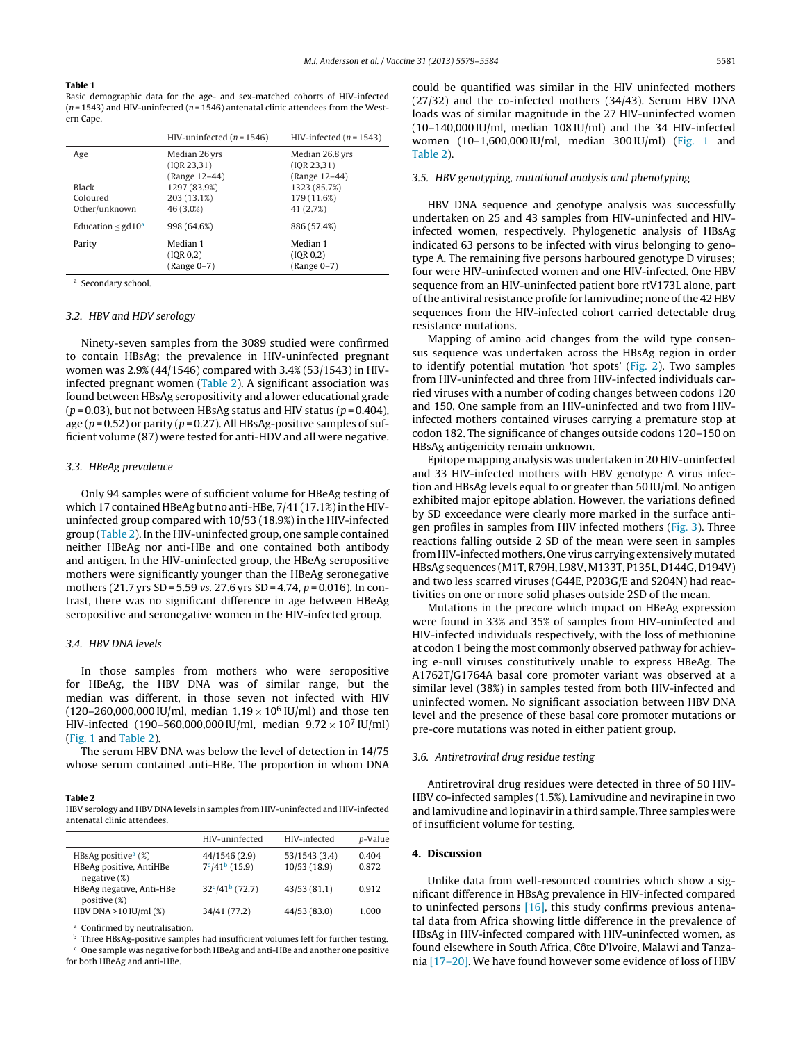**Table 1**
Basic demographic data for the age- and sex-matched cohorts of HIV-infected ($n = 1543$) and HIV-uninfected ($n = 1546$) antenatal clinic attendees from the Western Cape.

| | HIV-uninfected ($n = 1546$) | HIV-infected ($n = 1543$) |
|---|---|---|
| Age | Median 26 yrs (IQR 23,31) (Range 12–44) | Median 26.8 yrs (IQR 23,31) (Range 12–44) |
| Black | 1297 (83.9%) | 1323 (85.7%) |
| Coloured | 203 (13.1%) | 179 (11.6%) |
| Other/unknown | 46 (3.0%) | 41 (2.7%) |
| Education ≤ gd10[a] | 998 (64.6%) | 886 (57.4%) |
| Parity | Median 1 (IQR 0,2) (Range 0–7) | Median 1 (IQR 0,2) (Range 0–7) |

[a] Secondary school.

### 3.2. HBV and HDV serology

Ninety-seven samples from the 3089 studied were confirmed to contain HBsAg; the prevalence in HIV-uninfected pregnant women was 2.9% (44/1546) compared with 3.4% (53/1543) in HIV-infected pregnant women (Table 2). A significant association was found between HBsAg seropositivity and a lower educational grade ($p = 0.03$), but not between HBsAg status and HIV status ($p = 0.404$), age ($p = 0.52$) or parity ($p = 0.27$). All HBsAg-positive samples of sufficient volume (87) were tested for anti-HDV and all were negative.

### 3.3. HBeAg prevalence

Only 94 samples were of sufficient volume for HBeAg testing of which 17 contained HBeAg but no anti-HBe, 7/41 (17.1%) in the HIV-uninfected group compared with 10/53 (18.9%) in the HIV-infected group (Table 2). In the HIV-uninfected group, one sample contained neither HBeAg nor anti-HBe and one contained both antibody and antigen. In the HIV-uninfected group, the HBeAg seropositive mothers were significantly younger than the HBeAg seronegative mothers (21.7 yrs SD = 5.59 *vs.* 27.6 yrs SD = 4.74, $p = 0.016$). In contrast, there was no significant difference in age between HBeAg seropositive and seronegative women in the HIV-infected group.

### 3.4. HBV DNA levels

In those samples from mothers who were seropositive for HBeAg, the HBV DNA was of similar range, but the median was different, in those seven not infected with HIV (120–260,000,000 IU/ml, median $1.19 \times 10^6$ IU/ml) and those ten HIV-infected (190–560,000,000 IU/ml, median $9.72 \times 10^7$ IU/ml) (Fig. 1 and Table 2).

The serum HBV DNA was below the level of detection in 14/75 whose serum contained anti-HBe. The proportion in whom DNA could be quantified was similar in the HIV uninfected mothers (27/32) and the co-infected mothers (34/43). Serum HBV DNA loads was of similar magnitude in the 27 HIV-uninfected women (10–140,000 IU/ml, median 108 IU/ml) and the 34 HIV-infected women (10–1,600,000 IU/ml, median 300 IU/ml) (Fig. 1 and Table 2).

**Table 2**
HBV serology and HBV DNA levels in samples from HIV-uninfected and HIV-infected antenatal clinic attendees.

| | HIV-uninfected | HIV-infected | *p*-Value |
|---|---|---|---|
| HBsAg positive[a] (%) | 44/1546 (2.9) | 53/1543 (3.4) | 0.404 |
| HBeAg positive, AntiHBe negative (%) | 7[c]/41[b] (15.9) | 10/53 (18.9) | 0.872 |
| HBeAg negative, Anti-HBe positive (%) | 32[c]/41[b] (72.7) | 43/53 (81.1) | 0.912 |
| HBV DNA >10 IU/ml (%) | 34/41 (77.2) | 44/53 (83.0) | 1.000 |

[a] Confirmed by neutralisation.
[b] Three HBsAg-positive samples had insufficient volumes left for further testing.
[c] One sample was negative for both HBeAg and anti-HBe and another one positive for both HBeAg and anti-HBe.

### 3.5. HBV genotyping, mutational analysis and phenotyping

HBV DNA sequence and genotype analysis was successfully undertaken on 25 and 43 samples from HIV-uninfected and HIV-infected women, respectively. Phylogenetic analysis of HBsAg indicated 63 persons to be infected with virus belonging to genotype A. The remaining five persons harboured genotype D viruses; four were HIV-uninfected women and one HIV-infected. One HBV sequence from an HIV-uninfected patient bore rtV173L alone, part of the antiviral resistance profile for lamivudine; none of the 42 HBV sequences from the HIV-infected cohort carried detectable drug resistance mutations.

Mapping of amino acid changes from the wild type consensus sequence was undertaken across the HBsAg region in order to identify potential mutation 'hot spots' (Fig. 2). Two samples from HIV-uninfected and three from HIV-infected individuals carried viruses with a number of coding changes between codons 120 and 150. One sample from an HIV-uninfected and two from HIV-infected mothers contained viruses carrying a premature stop at codon 182. The significance of changes outside codons 120–150 on HBsAg antigenicity remain unknown.

Epitope mapping analysis was undertaken in 20 HIV-uninfected and 33 HIV-infected mothers with HBV genotype A virus infection and HBsAg levels equal to or greater than 50 IU/ml. No antigen exhibited major epitope ablation. However, the variations defined by SD exceedance were clearly more marked in the surface antigen profiles in samples from HIV infected mothers (Fig. 3). Three reactions falling outside 2 SD of the mean were seen in samples from HIV-infected mothers. One virus carrying extensively mutated HBsAg sequences (M1T, R79H, L98V, M133T, P135L, D144G, D194V) and two less scarred viruses (G44E, P203G/E and S204N) had reactivities on one or more solid phases outside 2SD of the mean.

Mutations in the precore which impact on HBeAg expression were found in 33% and 35% of samples from HIV-uninfected and HIV-infected individuals respectively, with the loss of methionine at codon 1 being the most commonly observed pathway for achieving e-null viruses constitutively unable to express HBeAg. The A1762T/G1764A basal core promoter variant was observed at a similar level (38%) in samples tested from both HIV-infected and uninfected women. No significant association between HBV DNA level and the presence of these basal core promoter mutations or pre-core mutations was noted in either patient group.

### 3.6. Antiretroviral drug residue testing

Antiretroviral drug residues were detected in three of 50 HIV-HBV co-infected samples (1.5%). Lamivudine and nevirapine in two and lamivudine and lopinavir in a third sample. Three samples were of insufficient volume for testing.

## 4. Discussion

Unlike data from well-resourced countries which show a significant difference in HBsAg prevalence in HIV-infected compared to uninfected persons [16], this study confirms previous antenatal data from Africa showing little difference in the prevalence of HBsAg in HIV-infected compared with HIV-uninfected women, as found elsewhere in South Africa, Côte D'Ivoire, Malawi and Tanzania [17–20]. We have found however some evidence of loss of HBV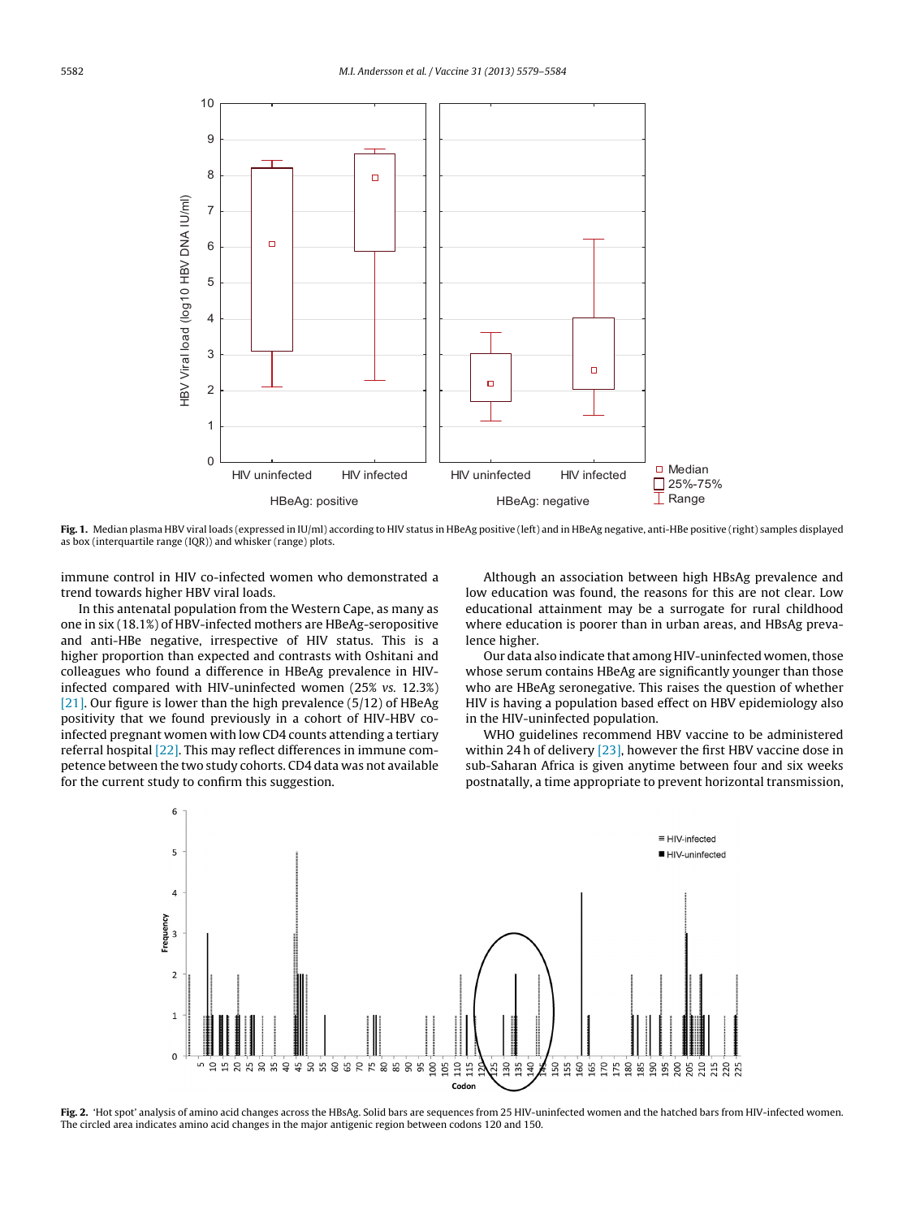Fig. 1. Median plasma HBV viral loads (expressed in IU/ml) according to HIV status in HBeAg positive (left) and in HBeAg negative, anti-HBe positive (right) samples displayed as box (interquartile range (IQR)) and whisker (range) plots.

immune control in HIV co-infected women who demonstrated a trend towards higher HBV viral loads.

In this antenatal population from the Western Cape, as many as one in six (18.1%) of HBV-infected mothers are HBeAg-seropositive and anti-HBe negative, irrespective of HIV status. This is a higher proportion than expected and contrasts with Oshitani and colleagues who found a difference in HBeAg prevalence in HIV-infected compared with HIV-uninfected women (25% *vs.* 12.3%) [21]. Our figure is lower than the high prevalence (5/12) of HBeAg positivity that we found previously in a cohort of HIV-HBV co-infected pregnant women with low CD4 counts attending a tertiary referral hospital [22]. This may reflect differences in immune competence between the two study cohorts. CD4 data was not available for the current study to confirm this suggestion.

Although an association between high HBsAg prevalence and low education was found, the reasons for this are not clear. Low educational attainment may be a surrogate for rural childhood where education is poorer than in urban areas, and HBsAg prevalence higher.

Our data also indicate that among HIV-uninfected women, those whose serum contains HBeAg are significantly younger than those who are HBeAg seronegative. This raises the question of whether HIV is having a population based effect on HBV epidemiology also in the HIV-uninfected population.

WHO guidelines recommend HBV vaccine to be administered within 24 h of delivery [23], however the first HBV vaccine dose in sub-Saharan Africa is given anytime between four and six weeks postnatally, a time appropriate to prevent horizontal transmission,

Fig. 2. 'Hot spot' analysis of amino acid changes across the HBsAg. Solid bars are sequences from 25 HIV-uninfected women and the hatched bars from HIV-infected women. The circled area indicates amino acid changes in the major antigenic region between codons 120 and 150.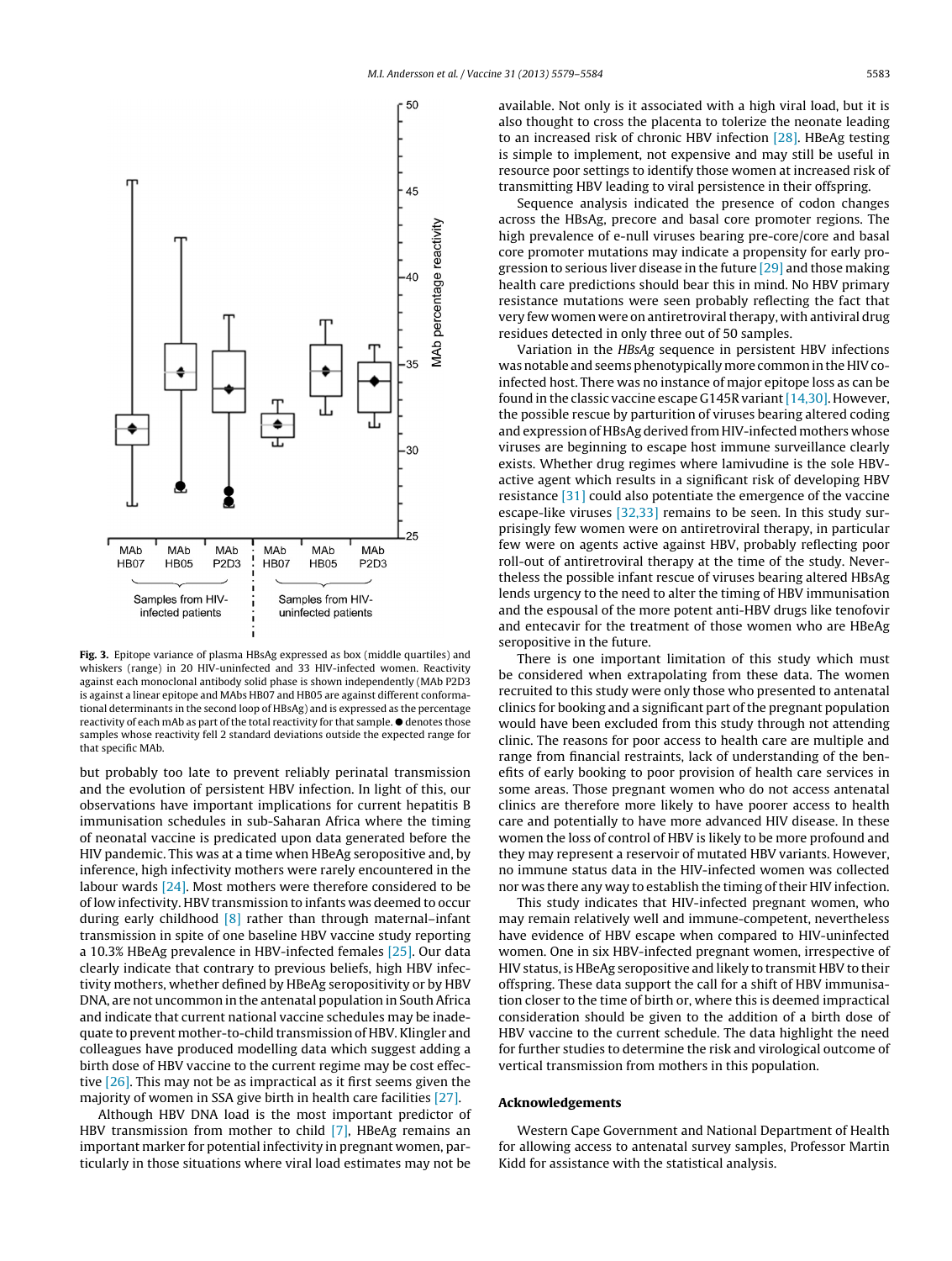50

45

40

35

30

25

MAb percentage reactivity

MAb HB07 | MAb HB05 | MAb P2D3 | MAb HB07 | MAb HB05 | MAb P2D3

Samples from HIV-infected patients

Samples from HIV-uninfected patients

**Fig. 3.** Epitope variance of plasma HBsAg expressed as box (middle quartiles) and whiskers (range) in 20 HIV-uninfected and 33 HIV-infected women. Reactivity against each monoclonal antibody solid phase is shown independently (MAb P2D3 is against a linear epitope and MAbs HB07 and HB05 are against different conformational determinants in the second loop of HBsAg) and is expressed as the percentage reactivity of each mAb as part of the total reactivity for that sample. ● denotes those samples whose reactivity fell 2 standard deviations outside the expected range for that specific MAb.

but probably too late to prevent reliably perinatal transmission and the evolution of persistent HBV infection. In light of this, our observations have important implications for current hepatitis B immunisation schedules in sub-Saharan Africa where the timing of neonatal vaccine is predicated upon data generated before the HIV pandemic. This was at a time when HBeAg seropositivity and, by inference, high infectivity mothers were rarely encountered in the labour wards [24]. Most mothers were therefore considered to be of low infectivity. HBV transmission to infants was deemed to occur during early childhood [8] rather than through maternal–infant transmission in spite of one baseline HBV vaccine study reporting a 10.3% HBeAg prevalence in HBV-infected females [25]. Our data clearly indicate that contrary to previous beliefs, high HBV infectivity mothers, whether defined by HBeAg seropositivity or by HBV DNA, are not uncommon in the antenatal population in South Africa and indicate that current national vaccine schedules may be inadequate to prevent mother-to-child transmission of HBV. Klingler and colleagues have produced modelling data which suggest adding a birth dose of HBV vaccine to the current regime may be cost effective [26]. This may not be as impractical as it first seems given the majority of women in SSA give birth in health care facilities [27].

Although HBV DNA load is the most important predictor of HBV transmission from mother to child [7], HBeAg remains an important marker for potential infectivity in pregnant women, particularly in those situations where viral load estimates may not be available. Not only is it associated with a high viral load, but it is also thought to cross the placenta to tolerize the neonate leading to an increased risk of chronic HBV infection [28]. HBeAg testing is simple to implement, not expensive and may still be useful in resource poor settings to identify those women at increased risk of transmitting HBV leading to viral persistence in their offspring.

Sequence analysis indicated the presence of codon changes across the HBsAg, precore and basal core promoter regions. The high prevalence of e-null viruses bearing pre-core/core and basal core promoter mutations may indicate a propensity for early progression to serious liver disease in the future [29] and those making health care predictions should bear this in mind. No HBV primary resistance mutations were seen probably reflecting the fact that very few women were on antiretroviral therapy, with antiviral drug residues detected in only three out of 50 samples.

Variation in the *HBsAg* sequence in persistent HBV infections was notable and seems phenotypically more common in the HIV co-infected host. There was no instance of major epitope loss as can be found in the classic vaccine escape G145R variant [14,30]. However, the possible rescue by parturition of viruses bearing altered coding and expression of HBsAg derived from HIV-infected mothers whose viruses are beginning to escape host immune surveillance clearly exists. Whether drug regimes where lamivudine is the sole HBV-active agent which results in a significant risk of developing HBV resistance [31] could also potentiate the emergence of the vaccine escape-like viruses [32,33] remains to be seen. In this study surprisingly few women were on antiretroviral therapy, in particular few were on agents active against HBV, probably reflecting poor roll-out of antiretroviral therapy at the time of the study. Nevertheless the possible infant rescue of viruses bearing altered HBsAg lends urgency to the need to alter the timing of HBV immunisation and the espousal of the more potent anti-HBV drugs like tenofovir and entecavir for the treatment of those women who are HBeAg seropositive in the future.

There is one important limitation of this study which must be considered when extrapolating from these data. The women recruited to this study were only those who presented to antenatal clinics for booking and a significant part of the pregnant population would have been excluded from this study through not attending clinic. The reasons for poor access to health care are multiple and range from financial restraints, lack of understanding of the benefits of early booking to poor provision of health care services in some areas. Those pregnant women who do not access antenatal clinics are therefore more likely to have poorer access to health care and potentially to have more advanced HIV disease. In these women the loss of control of HBV is likely to be more profound and they may represent a reservoir of mutated HBV variants. However, no immune status data in the HIV-infected women was collected nor was there any way to establish the timing of their HIV infection.

This study indicates that HIV-infected pregnant women, who may remain relatively well and immune-competent, nevertheless have evidence of HBV escape when compared to HIV-uninfected women. One in six HBV-infected pregnant women, irrespective of HIV status, is HBeAg seropositive and likely to transmit HBV to their offspring. These data support the call for a shift of HBV immunisation closer to the time of birth or, where this is deemed impractical consideration should be given to the addition of a birth dose of HBV vaccine to the current schedule. The data highlight the need for further studies to determine the risk and virological outcome of vertical transmission from mothers in this population.

## Acknowledgements

Western Cape Government and National Department of Health for allowing access to antenatal survey samples, Professor Martin Kidd for assistance with the statistical analysis.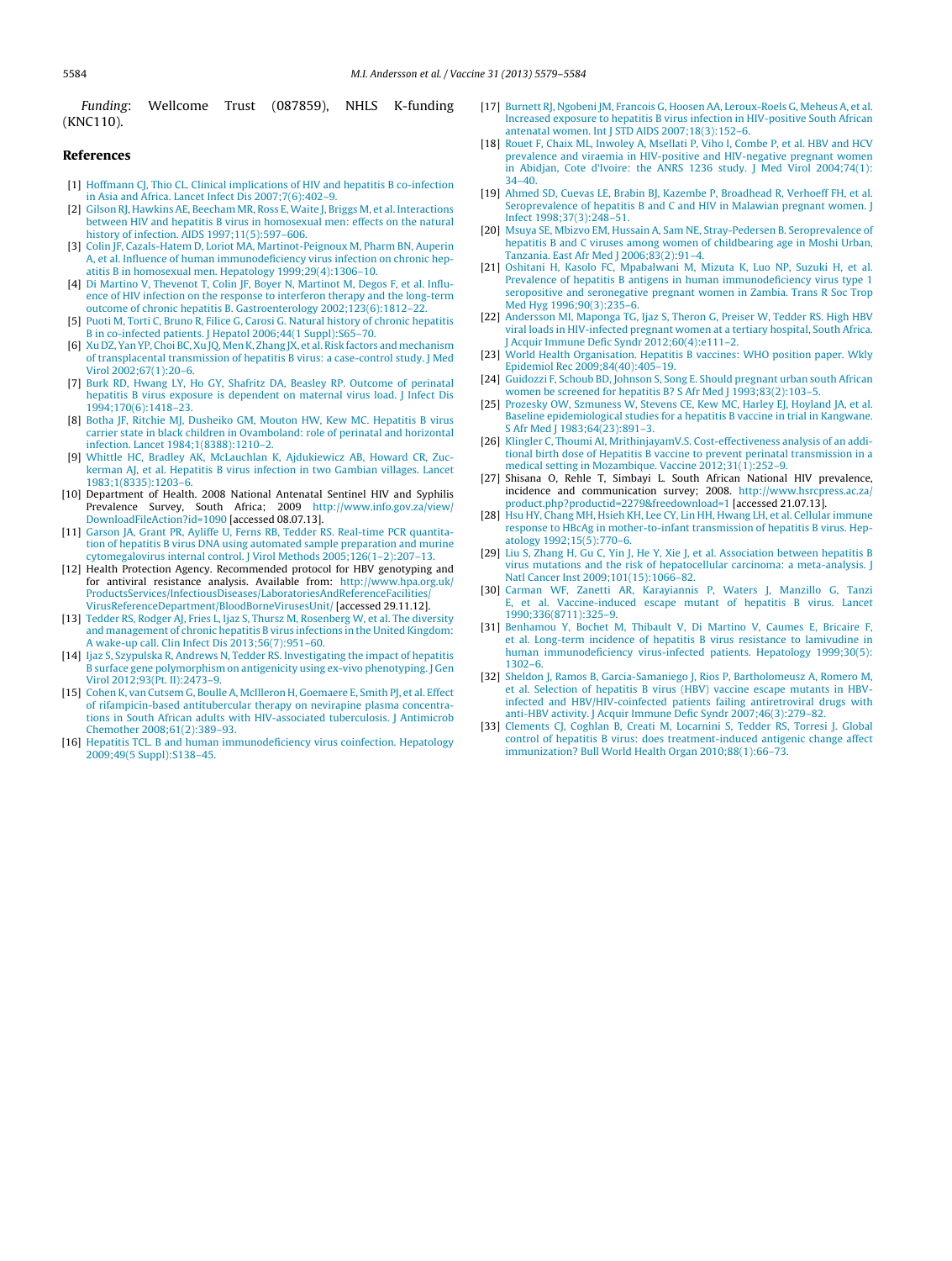*Funding*: Wellcome Trust (087859), NHLS K-funding (KNC110).

## References

[1] Hoffmann CJ, Thio CL. Clinical implications of HIV and hepatitis B co-infection in Asia and Africa. Lancet Infect Dis 2007;7(6):402–9.

[2] Gilson RJ, Hawkins AE, Beecham MR, Ross E, Waite J, Briggs M, et al. Interactions between HIV and hepatitis B virus in homosexual men: effects on the natural history of infection. AIDS 1997;11(5):597–606.

[3] Colin JF, Cazals-Hatem D, Loriot MA, Martinot-Peignoux M, Pharm BN, Auperin A, et al. Influence of human immunodeficiency virus infection on chronic hepatitis B in homosexual men. Hepatology 1999;29(4):1306–10.

[4] Di Martino V, Thevenot T, Colin JF, Boyer N, Martinot M, Degos F, et al. Influence of HIV infection on the response to interferon therapy and the long-term outcome of chronic hepatitis B. Gastroenterology 2002;123(6):1812–22.

[5] Puoti M, Torti C, Bruno R, Filice G, Carosi G. Natural history of chronic hepatitis B in co-infected patients. J Hepatol 2006;44(1 Suppl):S65–70.

[6] Xu DZ, Yan YP, Choi BC, Xu JQ, Men K, Zhang JX, et al. Risk factors and mechanism of transplacental transmission of hepatitis B virus: a case-control study. J Med Virol 2002;67(1):20–6.

[7] Burk RD, Hwang LY, Ho GY, Shafritz DA, Beasley RP. Outcome of perinatal hepatitis B virus exposure is dependent on maternal virus load. J Infect Dis 1994;170(6):1418–23.

[8] Botha JF, Ritchie MJ, Dusheiko GM, Mouton HW, Kew MC. Hepatitis B virus carrier state in black children in Ovamboland: role of perinatal and horizontal infection. Lancet 1984;1(8388):1210–2.

[9] Whittle HC, Bradley AK, McLauchlan K, Ajdukiewicz AB, Howard CR, Zuckerman AJ, et al. Hepatitis B virus infection in two Gambian villages. Lancet 1983;1(8335):1203–6.

[10] Department of Health. 2008 National Antenatal Sentinel HIV and Syphilis Prevalence Survey, South Africa; 2009 http://www.info.gov.za/view/DownloadFileAction?id=1090 [accessed 08.07.13].

[11] Garson JA, Grant PR, Ayliffe U, Ferns RB, Tedder RS. Real-time PCR quantitation of hepatitis B virus DNA using automated sample preparation and murine cytomegalovirus internal control. J Virol Methods 2005;126(1–2):207–13.

[12] Health Protection Agency. Recommended protocol for HBV genotyping and for antiviral resistance analysis. Available from: http://www.hpa.org.uk/ProductsServices/InfectiousDiseases/LaboratoriesAndReferenceFacilities/VirusReferenceDepartment/BloodBorneVirusesUnit/ [accessed 29.11.12].

[13] Tedder RS, Rodger AJ, Fries L, Ijaz S, Thursz M, Rosenberg W, et al. The diversity and management of chronic hepatitis B virus infections in the United Kingdom: A wake-up call. Clin Infect Dis 2013;56(7):951–60.

[14] Ijaz S, Szypulska R, Andrews N, Tedder RS. Investigating the impact of hepatitis B surface gene polymorphism on antigenicity using ex-vivo phenotyping. J Gen Virol 2012;93(Pt. II):2473–9.

[15] Cohen K, van Cutsem G, Boulle A, McIlleron H, Goemaere E, Smith PJ, et al. Effect of rifampicin-based antitubercular therapy on nevirapine plasma concentrations in South African adults with HIV-associated tuberculosis. J Antimicrob Chemother 2008;61(2):389–93.

[16] Hepatitis TCL. B and human immunodeficiency virus coinfection. Hepatology 2009;49(5 Suppl):S138–45.

[17] Burnett RJ, Ngobeni JM, Francois G, Hoosen AA, Leroux-Roels G, Meheus A, et al. Increased exposure to hepatitis B virus infection in HIV-positive South African antenatal women. Int J STD AIDS 2007;18(3):152–6.

[18] Rouet F, Chaix ML, Inwoley A, Msellati P, Viho I, Combe P, et al. HBV and HCV prevalence and viraemia in HIV-positive and HIV-negative pregnant women in Abidjan, Cote d'Ivoire: the ANRS 1236 study. J Med Virol 2004;74(1):34–40.

[19] Ahmed SD, Cuevas LE, Brabin BJ, Kazembe P, Broadhead R, Verhoeff FH, et al. Seroprevalence of hepatitis B and C and HIV in Malawian pregnant women. J Infect 1998;37(3):248–51.

[20] Msuya SE, Mbizvo EM, Hussain A, Sam NE, Stray-Pedersen B. Seroprevalence of hepatitis B and C viruses among women of childbearing age in Moshi Urban, Tanzania. East Afr Med J 2006;83(2):91–4.

[21] Oshitani H, Kasolo FC, Mpabalwani M, Mizuta K, Luo NP, Suzuki H, et al. Prevalence of hepatitis B antigens in human immunodeficiency virus type 1 seropositive and seronegative pregnant women in Zambia. Trans R Soc Trop Med Hyg 1996;90(3):235–6.

[22] Andersson MI, Maponga TG, Ijaz S, Theron G, Preiser W, Tedder RS. High HBV viral loads in HIV-infected pregnant women at a tertiary hospital, South Africa. J Acquir Immune Defic Syndr 2012;60(4):e111–2.

[23] World Health Organisation. Hepatitis B vaccines: WHO position paper. Wkly Epidemiol Rec 2009;84(40):405–19.

[24] Guidozzi F, Schoub BD, Johnson S, Song E. Should pregnant urban south African women be screened for hepatitis B? S Afr Med J 1993;83(2):103–5.

[25] Prozesky OW, Szmuness W, Stevens CE, Kew MC, Harley EJ, Hoyland JA, et al. Baseline epidemiological studies for a hepatitis B vaccine in trial in Kangwane. S Afr Med J 1983;64(23):891–3.

[26] Klingler C, Thoumi AI, MrithinjayamV.S. Cost-effectiveness analysis of an additional birth dose of Hepatitis B vaccine to prevent perinatal transmission in a medical setting in Mozambique. Vaccine 2012;31(1):252–9.

[27] Shisana O, Rehle T, Simbayi L. South African National HIV prevalence, incidence and communication survey; 2008. http://www.hsrcpress.ac.za/product.php?productid=2279&freedownload=1 [accessed 21.07.13].

[28] Hsu HY, Chang MH, Hsieh KH, Lee CY, Lin HH, Hwang LH, et al. Cellular immune response to HBcAg in mother-to-infant transmission of hepatitis B virus. Hepatology 1992;15(5):770–6.

[29] Liu S, Zhang H, Gu C, Yin J, He Y, Xie J, et al. Association between hepatitis B virus mutations and the risk of hepatocellular carcinoma: a meta-analysis. J Natl Cancer Inst 2009;101(15):1066–82.

[30] Carman WF, Zanetti AR, Karayiannis P, Waters J, Manzillo G, Tanzi E, et al. Vaccine-induced escape mutant of hepatitis B virus. Lancet 1990;336(8711):325–9.

[31] Benhamou Y, Bochet M, Thibault V, Di Martino V, Caumes E, Bricaire F, et al. Long-term incidence of hepatitis B virus resistance to lamivudine in human immunodeficiency virus-infected patients. Hepatology 1999;30(5):1302–6.

[32] Sheldon J, Ramos B, Garcia-Samaniego J, Rios P, Bartholomeusz A, Romero M, et al. Selection of hepatitis B virus (HBV) vaccine escape mutants in HBV-infected and HBV/HIV-coinfected patients failing antiretroviral drugs with anti-HBV activity. J Acquir Immune Defic Syndr 2007;46(3):279–82.

[33] Clements CJ, Coghlan B, Creati M, Locarnini S, Tedder RS, Torresi J. Global control of hepatitis B virus: does treatment-induced antigenic change affect immunization? Bull World Health Organ 2010;88(1):66–73.